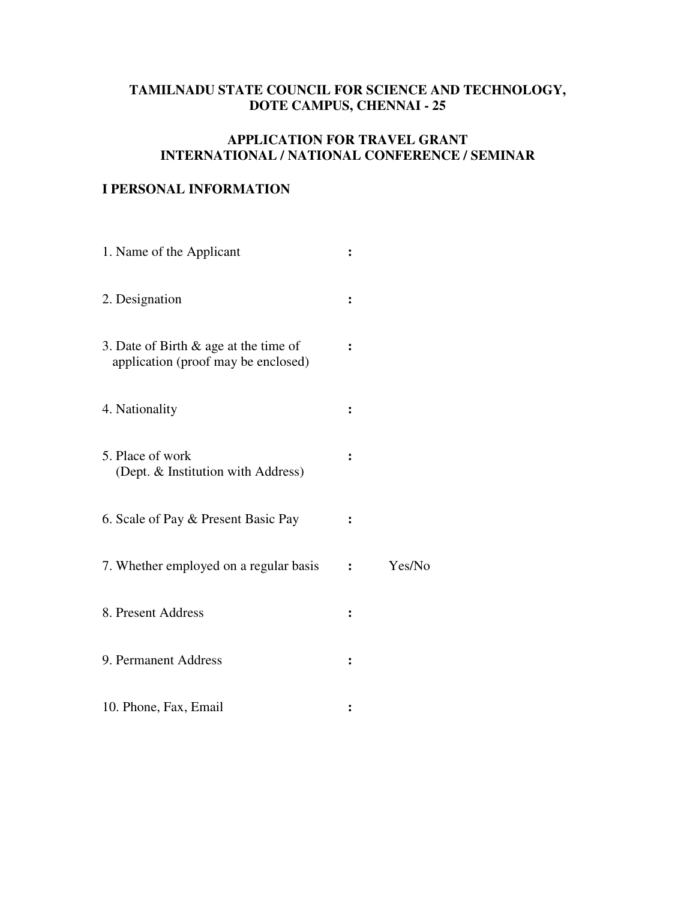**TAMILNADU STATE COUNCIL FOR SCIENCE AND TECHNOLOGY,**
**DOTE CAMPUS, CHENNAI - 25**

**APPLICATION FOR TRAVEL GRANT**
**INTERNATIONAL / NATIONAL CONFERENCE / SEMINAR**

## I PERSONAL INFORMATION

1. Name of the Applicant :

2. Designation :

3. Date of Birth & age at the time of application (proof may be enclosed) :

4. Nationality :

5. Place of work (Dept. & Institution with Address) :

6. Scale of Pay & Present Basic Pay :

7. Whether employed on a regular basis : Yes/No

8. Present Address :

9. Permanent Address :

10. Phone, Fax, Email :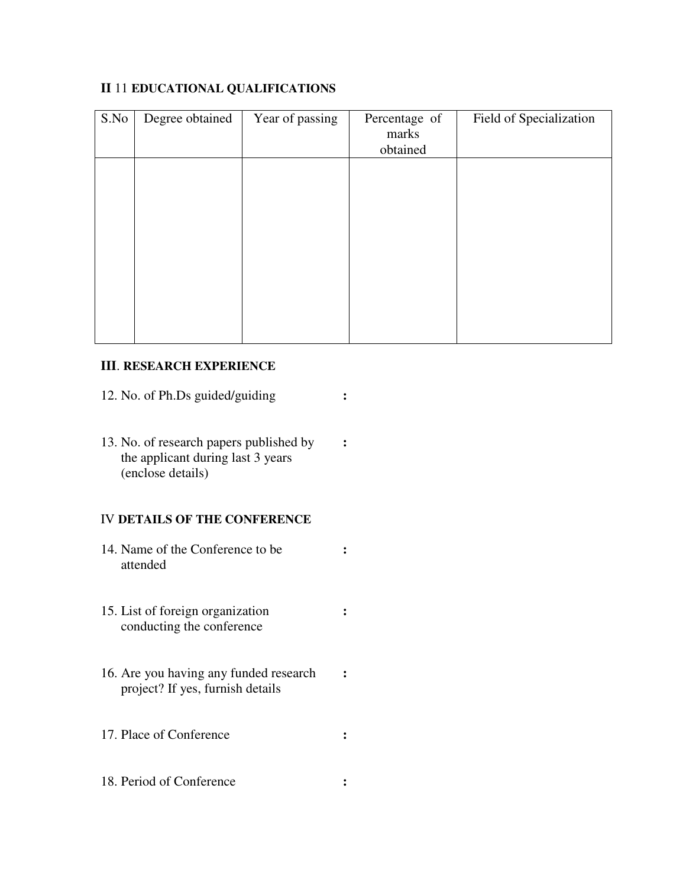## II 11 EDUCATIONAL QUALIFICATIONS

| S.No | Degree obtained | Year of passing | Percentage of marks obtained | Field of Specialization |
|---|---|---|---|---|
| | | | | |

## III. RESEARCH EXPERIENCE

12. No. of Ph.Ds guided/guiding :

13. No. of research papers published by the applicant during last 3 years (enclose details) :

## IV DETAILS OF THE CONFERENCE

14. Name of the Conference to be attended :

15. List of foreign organization conducting the conference :

16. Are you having any funded research project? If yes, furnish details :

17. Place of Conference :

18. Period of Conference :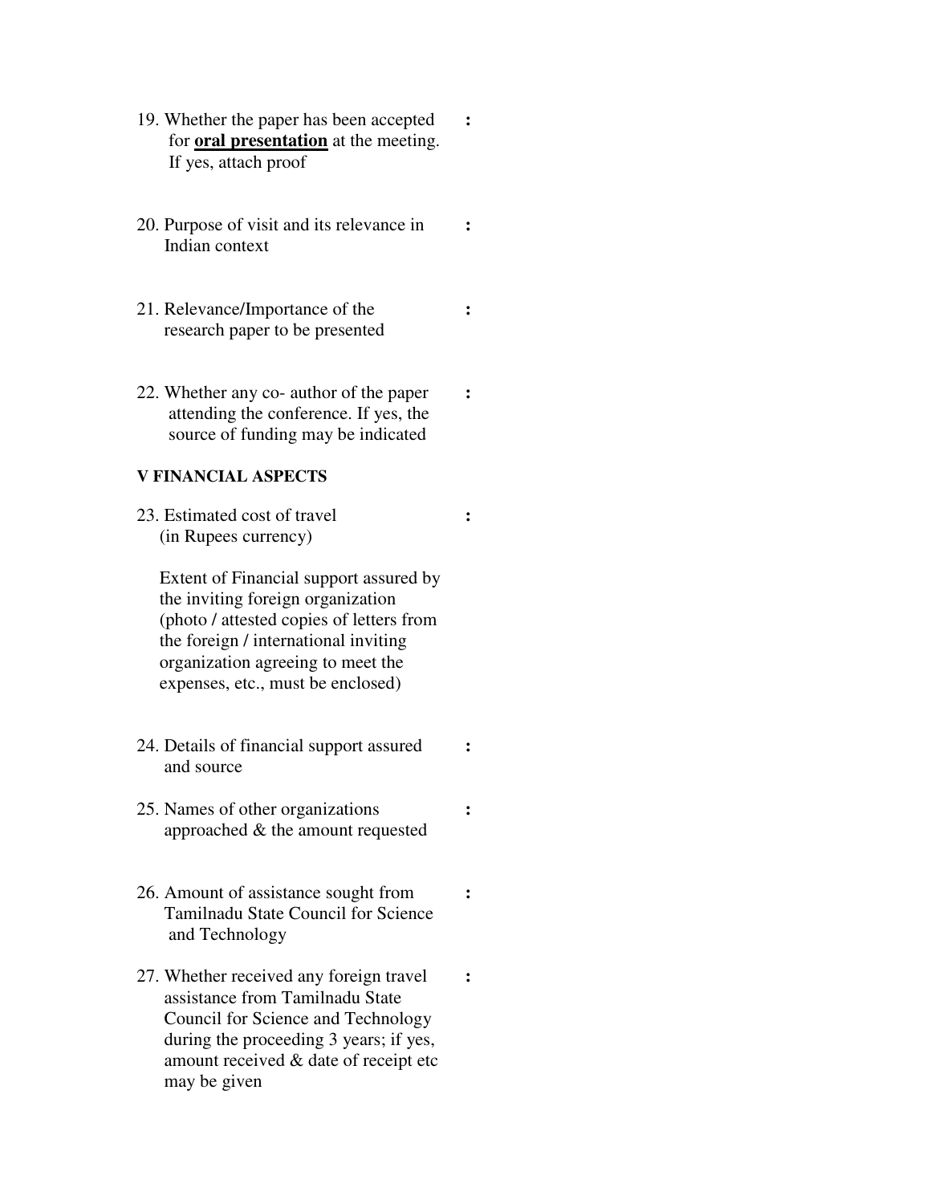19. Whether the paper has been accepted for **oral presentation** at the meeting. If yes, attach proof :

20. Purpose of visit and its relevance in Indian context :

21. Relevance/Importance of the research paper to be presented :

22. Whether any co- author of the paper attending the conference. If yes, the source of funding may be indicated :

**V FINANCIAL ASPECTS**

23. Estimated cost of travel (in Rupees currency) :

    Extent of Financial support assured by the inviting foreign organization (photo / attested copies of letters from the foreign / international inviting organization agreeing to meet the expenses, etc., must be enclosed)

24. Details of financial support assured and source :

25. Names of other organizations approached & the amount requested :

26. Amount of assistance sought from Tamilnadu State Council for Science and Technology :

27. Whether received any foreign travel assistance from Tamilnadu State Council for Science and Technology during the proceeding 3 years; if yes, amount received & date of receipt etc may be given :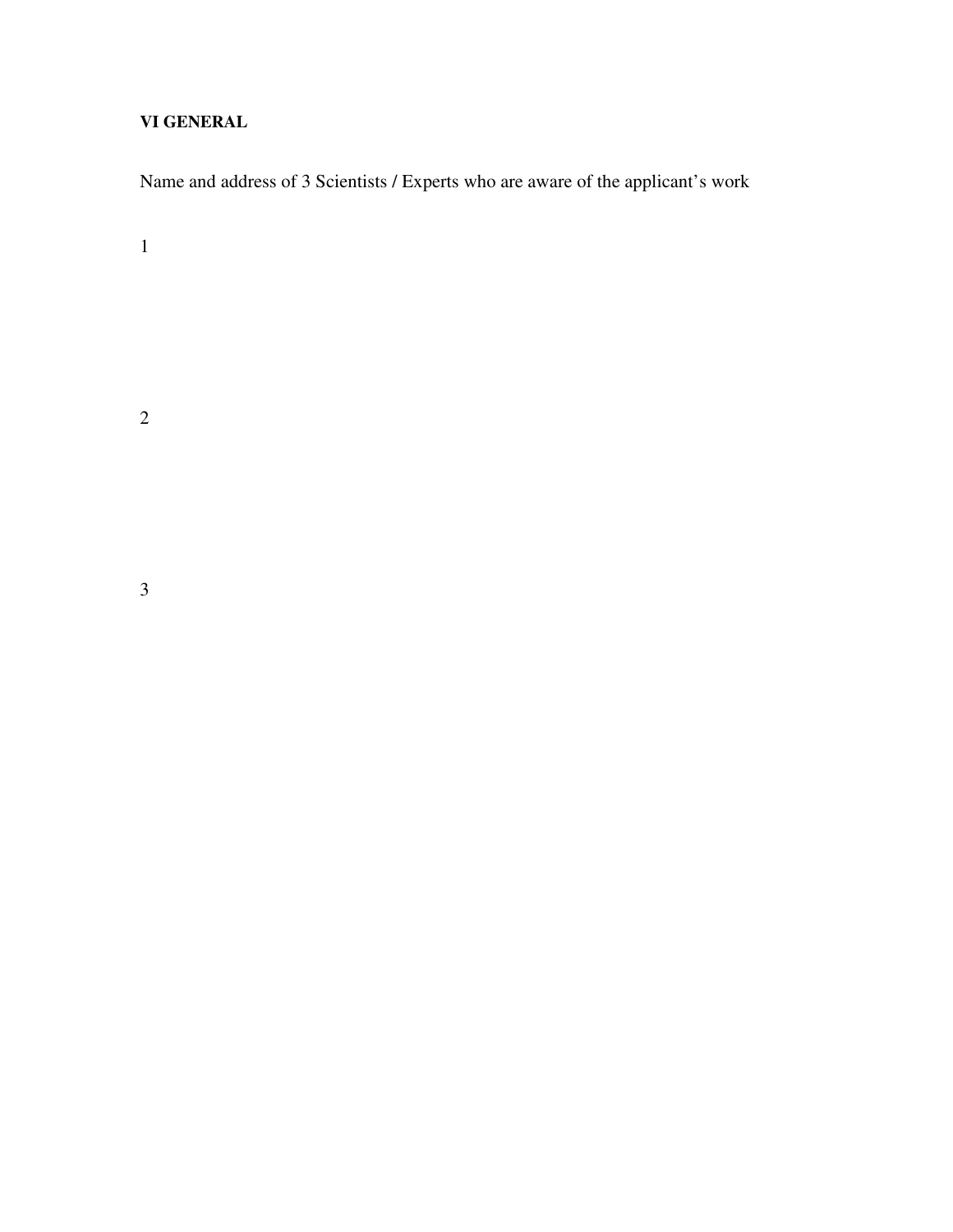**VI GENERAL**

Name and address of 3 Scientists / Experts who are aware of the applicant's work

1

2

3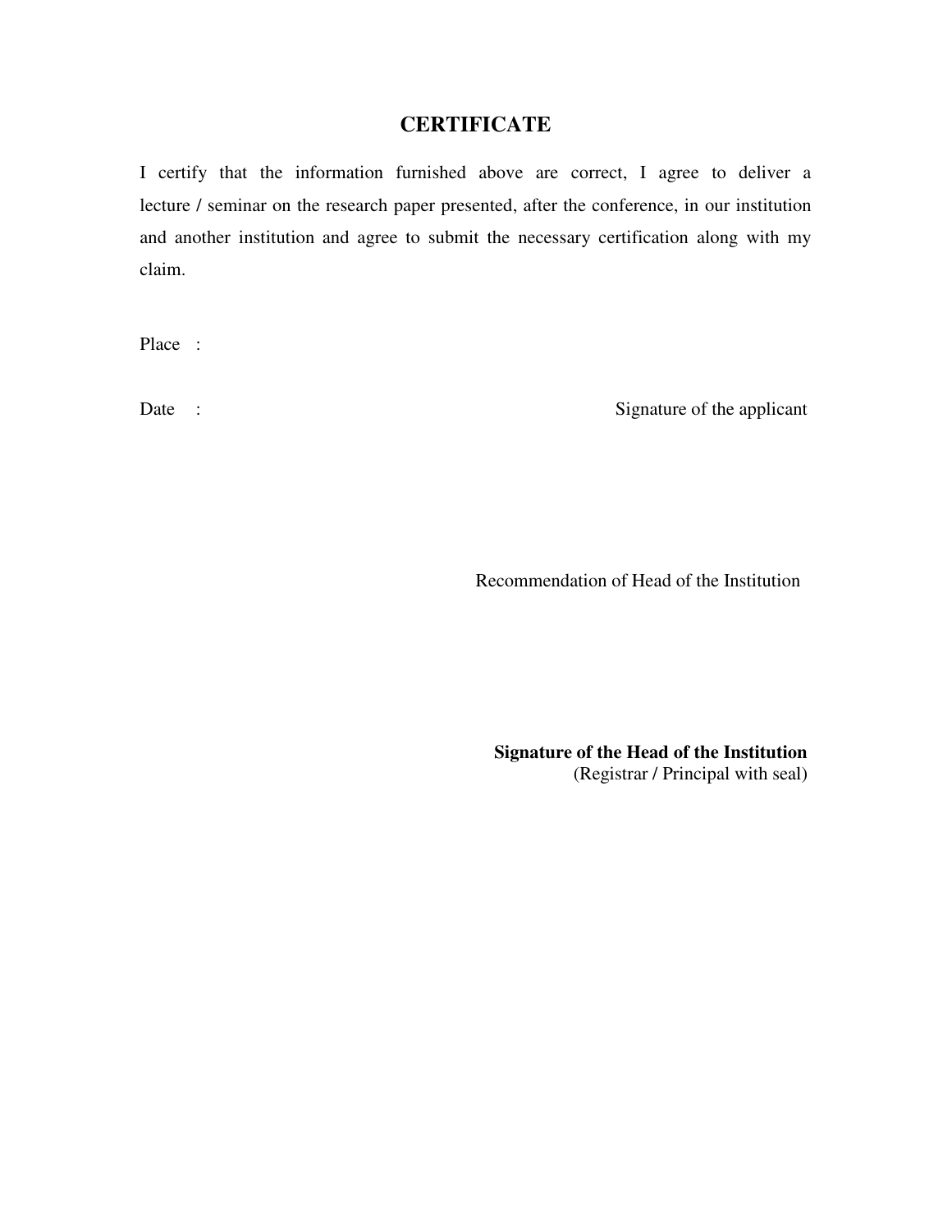# CERTIFICATE

I certify that the information furnished above are correct, I agree to deliver a lecture / seminar on the research paper presented, after the conference, in our institution and another institution and agree to submit the necessary certification along with my claim.

Place :

Date : Signature of the applicant

Recommendation of Head of the Institution

**Signature of the Head of the Institution**
(Registrar / Principal with seal)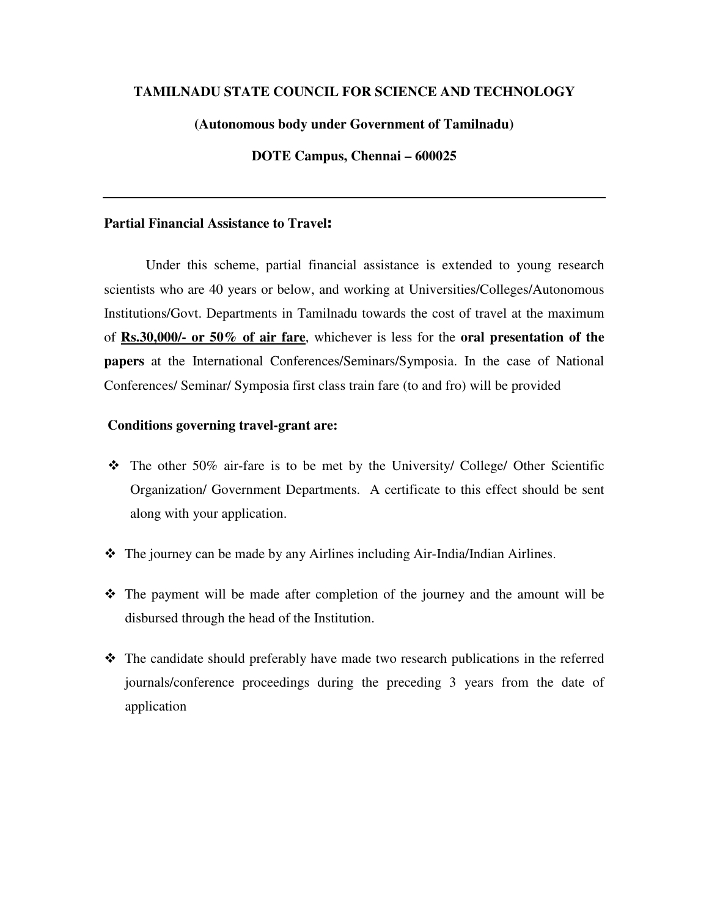**TAMILNADU STATE COUNCIL FOR SCIENCE AND TECHNOLOGY**

**(Autonomous body under Government of Tamilnadu)**

**DOTE Campus, Chennai – 600025**

---

**Partial Financial Assistance to Travel:**

Under this scheme, partial financial assistance is extended to young research scientists who are 40 years or below, and working at Universities/Colleges/Autonomous Institutions/Govt. Departments in Tamilnadu towards the cost of travel at the maximum of **Rs.30,000/- or 50% of air fare**, whichever is less for the **oral presentation of the papers** at the International Conferences/Seminars/Symposia. In the case of National Conferences/ Seminar/ Symposia first class train fare (to and fro) will be provided

**Conditions governing travel-grant are:**

- The other 50% air-fare is to be met by the University/ College/ Other Scientific Organization/ Government Departments. A certificate to this effect should be sent along with your application.
- The journey can be made by any Airlines including Air-India/Indian Airlines.
- The payment will be made after completion of the journey and the amount will be disbursed through the head of the Institution.
- The candidate should preferably have made two research publications in the referred journals/conference proceedings during the preceding 3 years from the date of application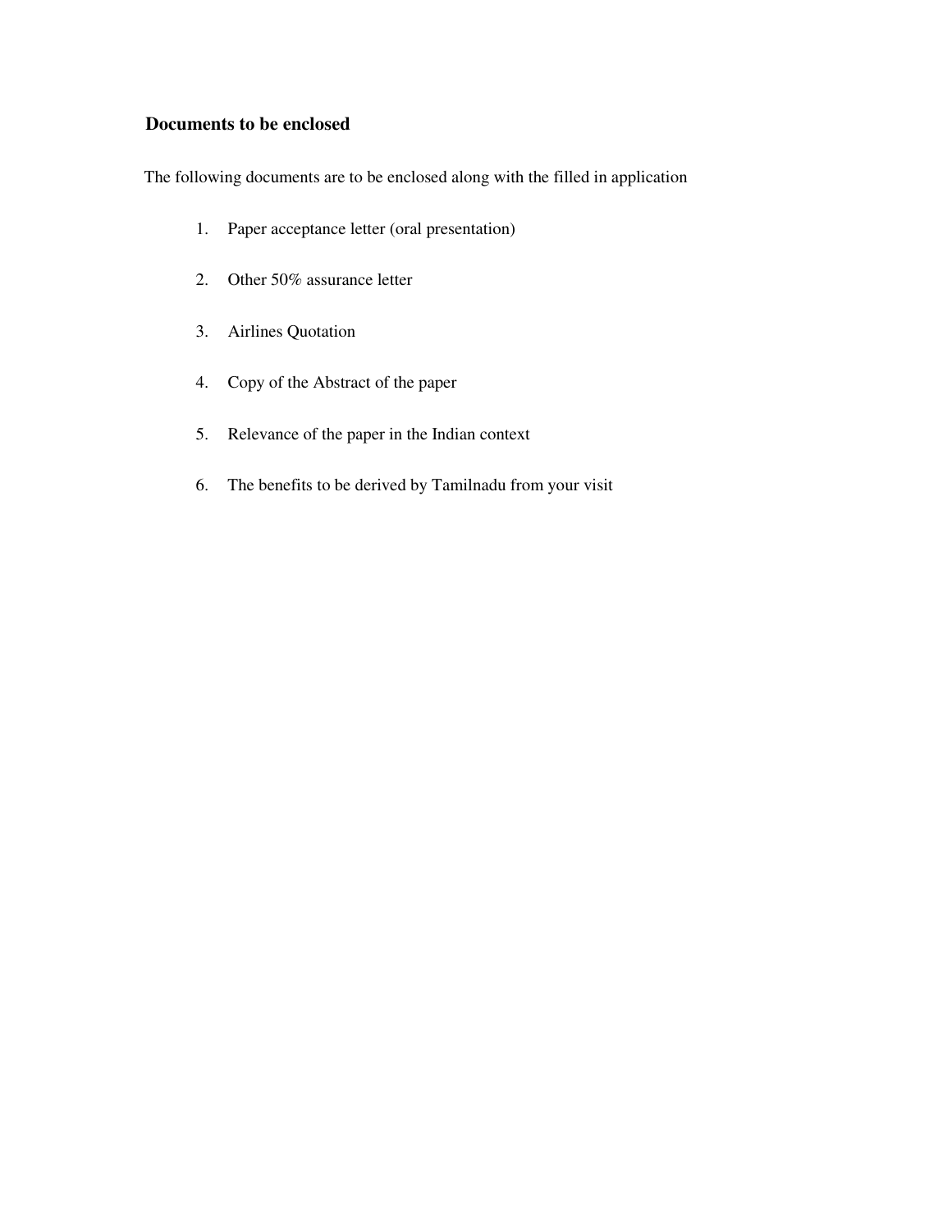## Documents to be enclosed

The following documents are to be enclosed along with the filled in application

1. Paper acceptance letter (oral presentation)
2. Other 50% assurance letter
3. Airlines Quotation
4. Copy of the Abstract of the paper
5. Relevance of the paper in the Indian context
6. The benefits to be derived by Tamilnadu from your visit